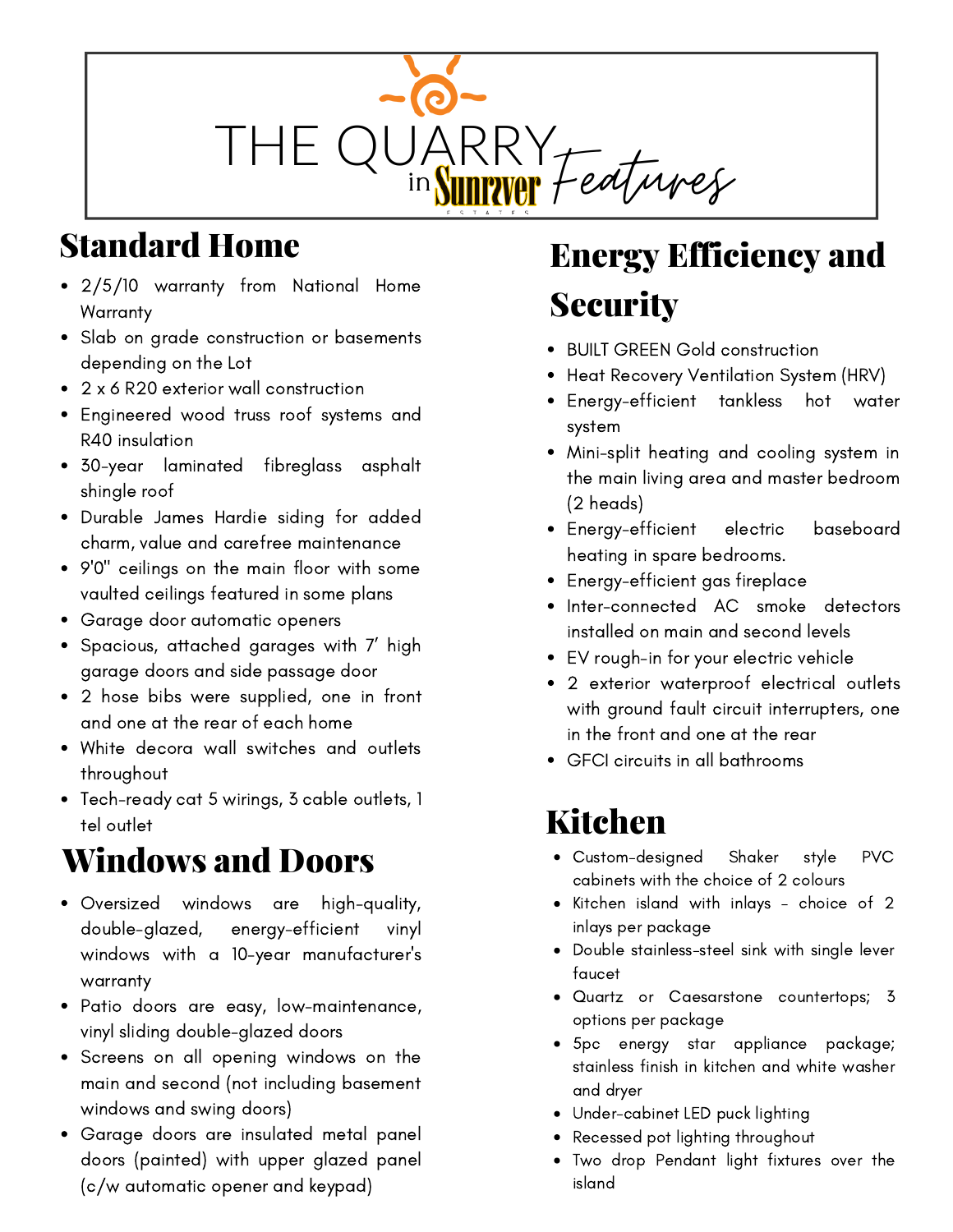# THE QUARRY in Sunriver Estates Features

## Standard Home

- 2/5/10 warranty from National Home Warranty
- Slab on grade construction or basements depending on the Lot
- 2 x 6 R20 exterior wall construction
- Engineered wood truss roof systems and R40 insulation
- 30-year laminated fibreglass asphalt shingle roof
- Durable James Hardie siding for added charm, value and carefree maintenance
- 9'0" ceilings on the main floor with some vaulted ceilings featured in some plans
- Garage door automatic openers
- Spacious, attached garages with 7' high garage doors and side passage door
- 2 hose bibs were supplied, one in front and one at the rear of each home
- White decora wall switches and outlets throughout
- Tech-ready cat 5 wirings, 3 cable outlets, 1 tel outlet

## Windows and Doors

- Oversized windows are high-quality, double-glazed, energy-efficient vinyl windows with a 10-year manufacturer's warranty
- Patio doors are easy, low-maintenance, vinyl sliding double-glazed doors
- Screens on all opening windows on the main and second (not including basement windows and swing doors)
- Garage doors are insulated metal panel doors (painted) with upper glazed panel (c/w automatic opener and keypad)

## Energy Efficiency and Security

- BUILT GREEN Gold construction
- Heat Recovery Ventilation System (HRV)
- Energy-efficient tankless hot water system
- Mini-split heating and cooling system in the main living area and master bedroom (2 heads)
- Energy-efficient electric baseboard heating in spare bedrooms.
- Energy-efficient gas fireplace
- Inter-connected AC smoke detectors installed on main and second levels
- EV rough-in for your electric vehicle
- 2 exterior waterproof electrical outlets with ground fault circuit interrupters, one in the front and one at the rear
- GFCI circuits in all bathrooms

## Kitchen

- Custom-designed Shaker style PVC cabinets with the choice of 2 colours
- Kitchen island with inlays - choice of 2 inlays per package
- Double stainless-steel sink with single lever faucet
- Quartz or Caesarstone countertops; 3 options per package
- 5pc energy star appliance package; stainless finish in kitchen and white washer and dryer
- Under-cabinet LED puck lighting
- Recessed pot lighting throughout
- Two drop Pendant light fixtures over the island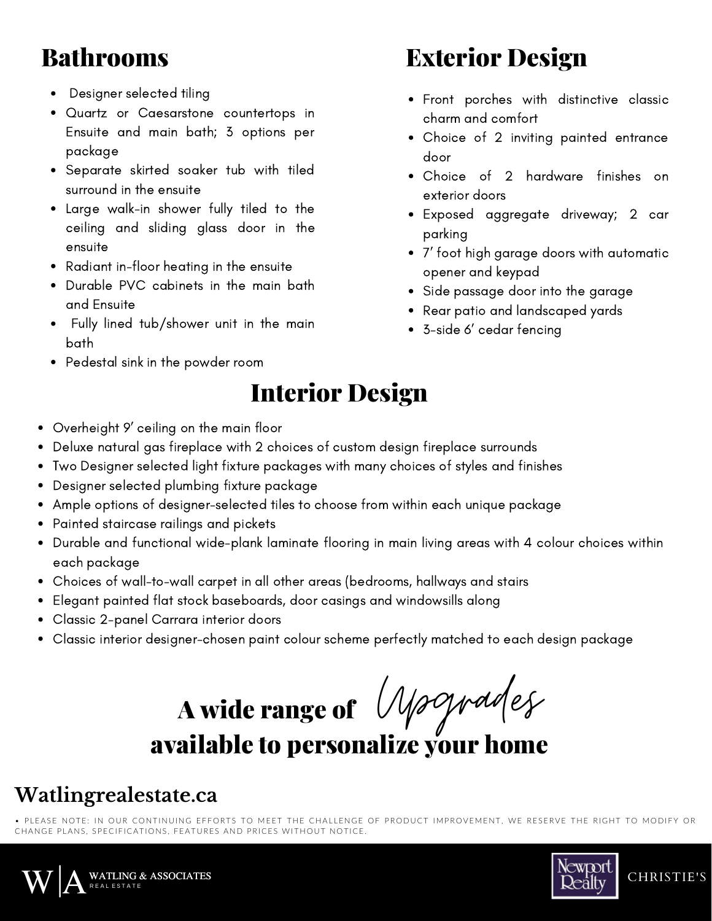## Bathrooms

- Designer selected tiling
- Quartz or Caesarstone countertops in Ensuite and main bath; 3 options per package
- Separate skirted soaker tub with tiled surround in the ensuite
- Large walk-in shower fully tiled to the ceiling and sliding glass door in the ensuite
- Radiant in-floor heating in the ensuite
- Durable PVC cabinets in the main bath and Ensuite
- Fully lined tub/shower unit in the main bath
- Pedestal sink in the powder room

## Exterior Design

- Front porches with distinctive classic charm and comfort
- Choice of 2 inviting painted entrance door
- Choice of 2 hardware finishes on exterior doors
- Exposed aggregate driveway; 2 car parking
- 7' foot high garage doors with automatic opener and keypad
- Side passage door into the garage
- Rear patio and landscaped yards
- 3-side 6' cedar fencing

## Interior Design

- Overheight 9' ceiling on the main floor
- Deluxe natural gas fireplace with 2 choices of custom design fireplace surrounds
- Two Designer selected light fixture packages with many choices of styles and finishes
- Designer selected plumbing fixture package
- Ample options of designer-selected tiles to choose from within each unique package
- Painted staircase railings and pickets
- Durable and functional wide-plank laminate flooring in main living areas with 4 colour choices within each package
- Choices of wall-to-wall carpet in all other areas (bedrooms, hallways and stairs
- Elegant painted flat stock baseboards, door casings and windowsills along
- Classic 2-panel Carrara interior doors
- Classic interior designer-chosen paint colour scheme perfectly matched to each design package

## A wide range of *Upgrades* available to personalize your home

**Watlingrealestate.ca**

• PLEASE NOTE: IN OUR CONTINUING EFFORTS TO MEET THE CHALLENGE OF PRODUCT IMPROVEMENT, WE RESERVE THE RIGHT TO MODIFY OR CHANGE PLANS, SPECIFICATIONS, FEATURES AND PRICES WITHOUT NOTICE.

W|A WATLING & ASSOCIATES REAL ESTATE

Newport Realty CHRISTIE'S